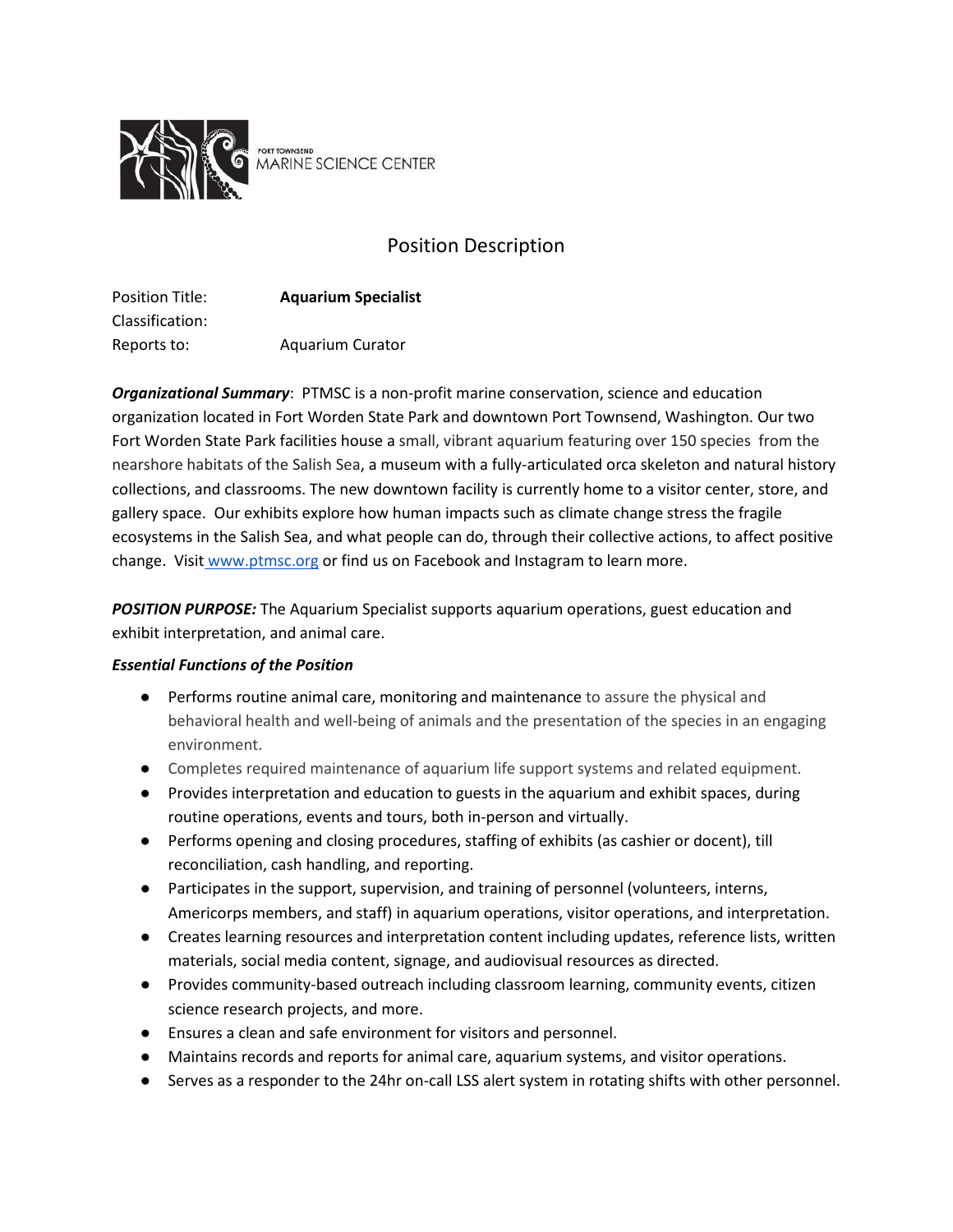PORT TOWNSEND
MARINE SCIENCE CENTER

# Position Description

Position Title: **Aquarium Specialist**
Classification:
Reports to: Aquarium Curator

***Organizational Summary***: PTMSC is a non-profit marine conservation, science and education organization located in Fort Worden State Park and downtown Port Townsend, Washington. Our two Fort Worden State Park facilities house a small, vibrant aquarium featuring over 150 species from the nearshore habitats of the Salish Sea, a museum with a fully-articulated orca skeleton and natural history collections, and classrooms. The new downtown facility is currently home to a visitor center, store, and gallery space. Our exhibits explore how human impacts such as climate change stress the fragile ecosystems in the Salish Sea, and what people can do, through their collective actions, to affect positive change. Visit www.ptmsc.org or find us on Facebook and Instagram to learn more.

***POSITION PURPOSE:*** The Aquarium Specialist supports aquarium operations, guest education and exhibit interpretation, and animal care.

***Essential Functions of the Position***

- Performs routine animal care, monitoring and maintenance to assure the physical and behavioral health and well-being of animals and the presentation of the species in an engaging environment.
- Completes required maintenance of aquarium life support systems and related equipment.
- Provides interpretation and education to guests in the aquarium and exhibit spaces, during routine operations, events and tours, both in-person and virtually.
- Performs opening and closing procedures, staffing of exhibits (as cashier or docent), till reconciliation, cash handling, and reporting.
- Participates in the support, supervision, and training of personnel (volunteers, interns, Americorps members, and staff) in aquarium operations, visitor operations, and interpretation.
- Creates learning resources and interpretation content including updates, reference lists, written materials, social media content, signage, and audiovisual resources as directed.
- Provides community-based outreach including classroom learning, community events, citizen science research projects, and more.
- Ensures a clean and safe environment for visitors and personnel.
- Maintains records and reports for animal care, aquarium systems, and visitor operations.
- Serves as a responder to the 24hr on-call LSS alert system in rotating shifts with other personnel.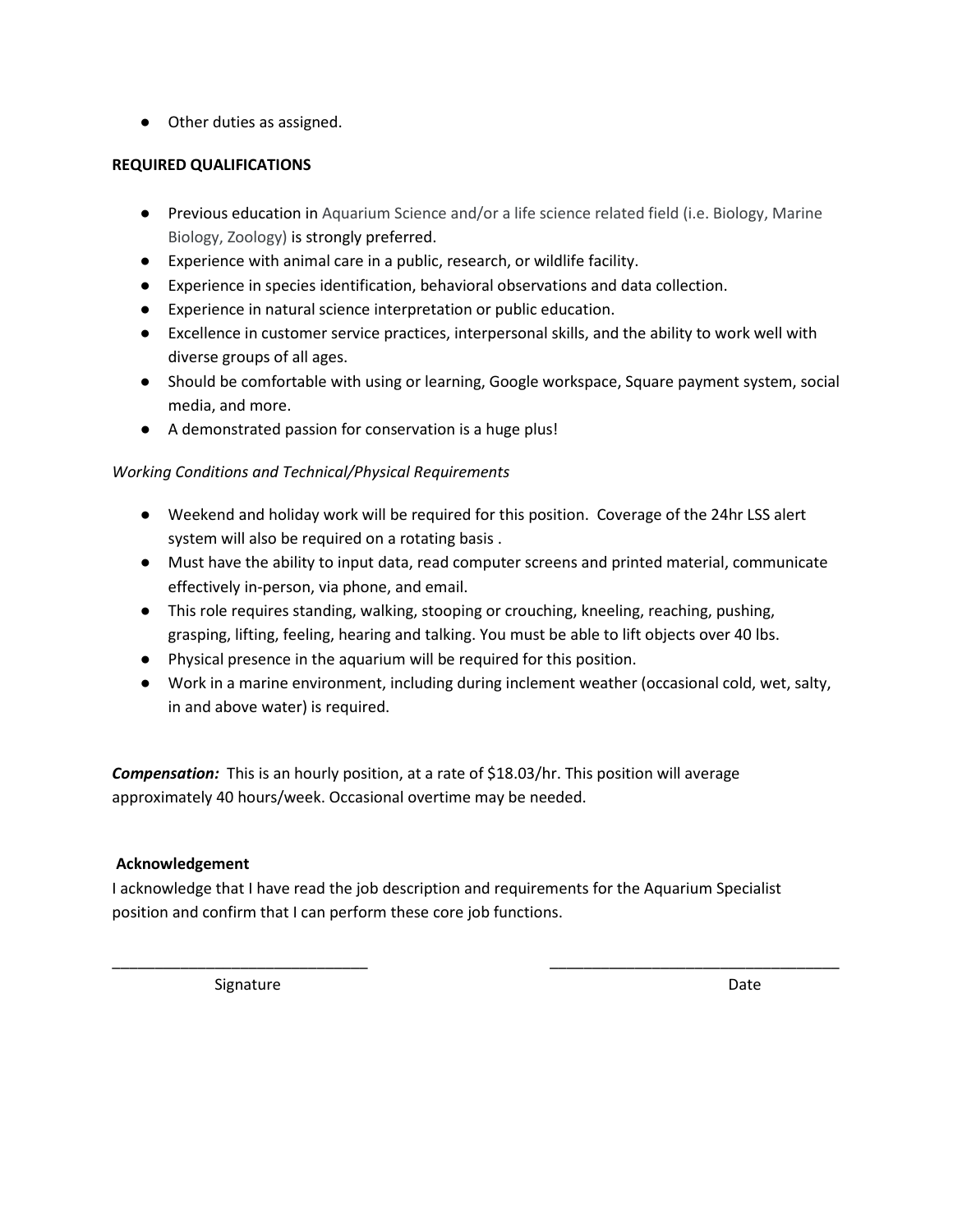- Other duties as assigned.

**REQUIRED QUALIFICATIONS**

- Previous education in Aquarium Science and/or a life science related field (i.e. Biology, Marine Biology, Zoology) is strongly preferred.
- Experience with animal care in a public, research, or wildlife facility.
- Experience in species identification, behavioral observations and data collection.
- Experience in natural science interpretation or public education.
- Excellence in customer service practices, interpersonal skills, and the ability to work well with diverse groups of all ages.
- Should be comfortable with using or learning, Google workspace, Square payment system, social media, and more.
- A demonstrated passion for conservation is a huge plus!

*Working Conditions and Technical/Physical Requirements*

- Weekend and holiday work will be required for this position. Coverage of the 24hr LSS alert system will also be required on a rotating basis .
- Must have the ability to input data, read computer screens and printed material, communicate effectively in-person, via phone, and email.
- This role requires standing, walking, stooping or crouching, kneeling, reaching, pushing, grasping, lifting, feeling, hearing and talking. You must be able to lift objects over 40 lbs.
- Physical presence in the aquarium will be required for this position.
- Work in a marine environment, including during inclement weather (occasional cold, wet, salty, in and above water) is required.

***Compensation:*** This is an hourly position, at a rate of $18.03/hr. This position will average approximately 40 hours/week. Occasional overtime may be needed.

**Acknowledgement**

I acknowledge that I have read the job description and requirements for the Aquarium Specialist position and confirm that I can perform these core job functions.

______________________________ ______________________________

Signature Date